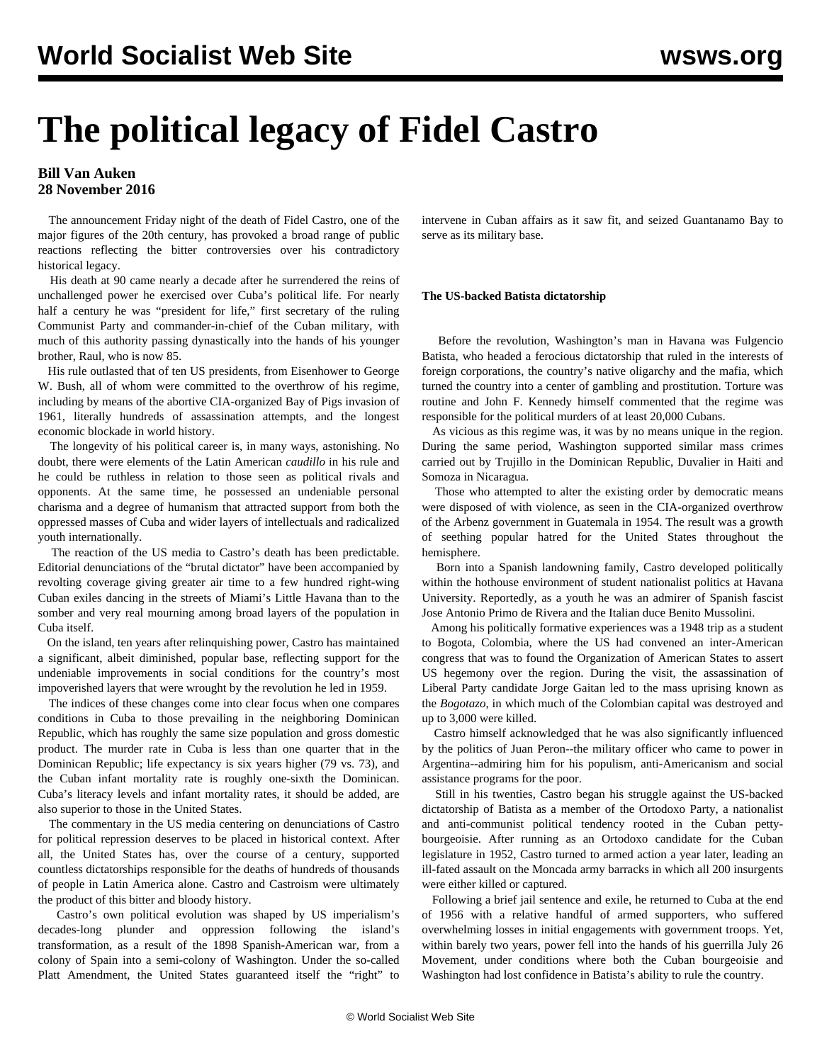# The political legacy of Fidel Castro

**Bill Van Auken**
**28 November 2016**

The announcement Friday night of the death of Fidel Castro, one of the major figures of the 20th century, has provoked a broad range of public reactions reflecting the bitter controversies over his contradictory historical legacy.

His death at 90 came nearly a decade after he surrendered the reins of unchallenged power he exercised over Cuba's political life. For nearly half a century he was "president for life," first secretary of the ruling Communist Party and commander-in-chief of the Cuban military, with much of this authority passing dynastically into the hands of his younger brother, Raul, who is now 85.

His rule outlasted that of ten US presidents, from Eisenhower to George W. Bush, all of whom were committed to the overthrow of his regime, including by means of the abortive CIA-organized Bay of Pigs invasion of 1961, literally hundreds of assassination attempts, and the longest economic blockade in world history.

The longevity of his political career is, in many ways, astonishing. No doubt, there were elements of the Latin American *caudillo* in his rule and he could be ruthless in relation to those seen as political rivals and opponents. At the same time, he possessed an undeniable personal charisma and a degree of humanism that attracted support from both the oppressed masses of Cuba and wider layers of intellectuals and radicalized youth internationally.

The reaction of the US media to Castro's death has been predictable. Editorial denunciations of the "brutal dictator" have been accompanied by revolting coverage giving greater air time to a few hundred right-wing Cuban exiles dancing in the streets of Miami's Little Havana than to the somber and very real mourning among broad layers of the population in Cuba itself.

On the island, ten years after relinquishing power, Castro has maintained a significant, albeit diminished, popular base, reflecting support for the undeniable improvements in social conditions for the country's most impoverished layers that were wrought by the revolution he led in 1959.

The indices of these changes come into clear focus when one compares conditions in Cuba to those prevailing in the neighboring Dominican Republic, which has roughly the same size population and gross domestic product. The murder rate in Cuba is less than one quarter that in the Dominican Republic; life expectancy is six years higher (79 vs. 73), and the Cuban infant mortality rate is roughly one-sixth the Dominican. Cuba's literacy levels and infant mortality rates, it should be added, are also superior to those in the United States.

The commentary in the US media centering on denunciations of Castro for political repression deserves to be placed in historical context. After all, the United States has, over the course of a century, supported countless dictatorships responsible for the deaths of hundreds of thousands of people in Latin America alone. Castro and Castroism were ultimately the product of this bitter and bloody history.

Castro's own political evolution was shaped by US imperialism's decades-long plunder and oppression following the island's transformation, as a result of the 1898 Spanish-American war, from a colony of Spain into a semi-colony of Washington. Under the so-called Platt Amendment, the United States guaranteed itself the "right" to intervene in Cuban affairs as it saw fit, and seized Guantanamo Bay to serve as its military base.

**The US-backed Batista dictatorship**

Before the revolution, Washington's man in Havana was Fulgencio Batista, who headed a ferocious dictatorship that ruled in the interests of foreign corporations, the country's native oligarchy and the mafia, which turned the country into a center of gambling and prostitution. Torture was routine and John F. Kennedy himself commented that the regime was responsible for the political murders of at least 20,000 Cubans.

As vicious as this regime was, it was by no means unique in the region. During the same period, Washington supported similar mass crimes carried out by Trujillo in the Dominican Republic, Duvalier in Haiti and Somoza in Nicaragua.

Those who attempted to alter the existing order by democratic means were disposed of with violence, as seen in the CIA-organized overthrow of the Arbenz government in Guatemala in 1954. The result was a growth of seething popular hatred for the United States throughout the hemisphere.

Born into a Spanish landowning family, Castro developed politically within the hothouse environment of student nationalist politics at Havana University. Reportedly, as a youth he was an admirer of Spanish fascist Jose Antonio Primo de Rivera and the Italian duce Benito Mussolini.

Among his politically formative experiences was a 1948 trip as a student to Bogota, Colombia, where the US had convened an inter-American congress that was to found the Organization of American States to assert US hegemony over the region. During the visit, the assassination of Liberal Party candidate Jorge Gaitan led to the mass uprising known as the *Bogotazo*, in which much of the Colombian capital was destroyed and up to 3,000 were killed.

Castro himself acknowledged that he was also significantly influenced by the politics of Juan Peron--the military officer who came to power in Argentina--admiring him for his populism, anti-Americanism and social assistance programs for the poor.

Still in his twenties, Castro began his struggle against the US-backed dictatorship of Batista as a member of the Ortodoxo Party, a nationalist and anti-communist political tendency rooted in the Cuban petty-bourgeoisie. After running as an Ortodoxo candidate for the Cuban legislature in 1952, Castro turned to armed action a year later, leading an ill-fated assault on the Moncada army barracks in which all 200 insurgents were either killed or captured.

Following a brief jail sentence and exile, he returned to Cuba at the end of 1956 with a relative handful of armed supporters, who suffered overwhelming losses in initial engagements with government troops. Yet, within barely two years, power fell into the hands of his guerrilla July 26 Movement, under conditions where both the Cuban bourgeoisie and Washington had lost confidence in Batista's ability to rule the country.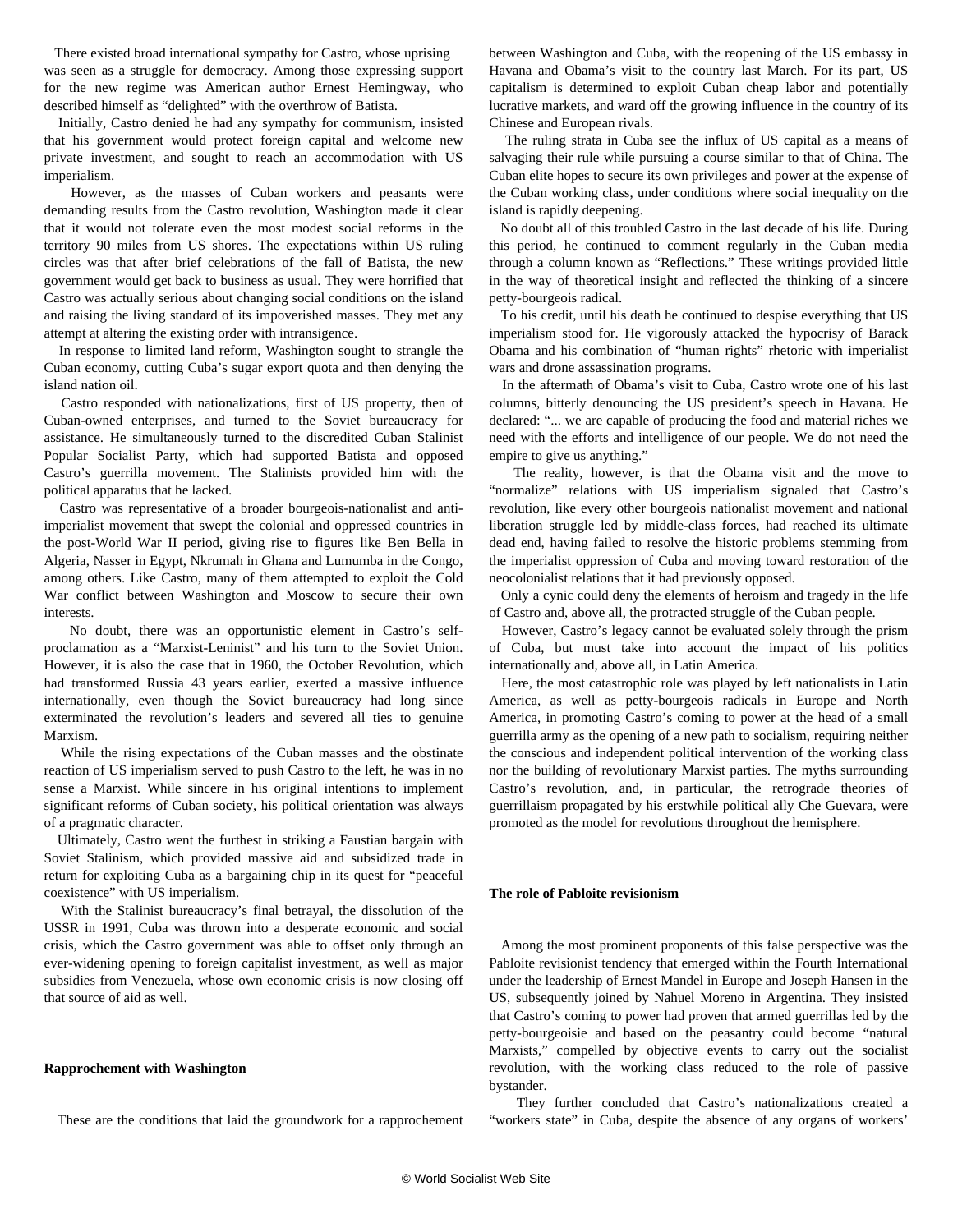There existed broad international sympathy for Castro, whose uprising was seen as a struggle for democracy. Among those expressing support for the new regime was American author Ernest Hemingway, who described himself as "delighted" with the overthrow of Batista.

Initially, Castro denied he had any sympathy for communism, insisted that his government would protect foreign capital and welcome new private investment, and sought to reach an accommodation with US imperialism.

However, as the masses of Cuban workers and peasants were demanding results from the Castro revolution, Washington made it clear that it would not tolerate even the most modest social reforms in the territory 90 miles from US shores. The expectations within US ruling circles was that after brief celebrations of the fall of Batista, the new government would get back to business as usual. They were horrified that Castro was actually serious about changing social conditions on the island and raising the living standard of its impoverished masses. They met any attempt at altering the existing order with intransigence.

In response to limited land reform, Washington sought to strangle the Cuban economy, cutting Cuba's sugar export quota and then denying the island nation oil.

Castro responded with nationalizations, first of US property, then of Cuban-owned enterprises, and turned to the Soviet bureaucracy for assistance. He simultaneously turned to the discredited Cuban Stalinist Popular Socialist Party, which had supported Batista and opposed Castro's guerrilla movement. The Stalinists provided him with the political apparatus that he lacked.

Castro was representative of a broader bourgeois-nationalist and anti-imperialist movement that swept the colonial and oppressed countries in the post-World War II period, giving rise to figures like Ben Bella in Algeria, Nasser in Egypt, Nkrumah in Ghana and Lumumba in the Congo, among others. Like Castro, many of them attempted to exploit the Cold War conflict between Washington and Moscow to secure their own interests.

No doubt, there was an opportunistic element in Castro's self-proclamation as a "Marxist-Leninist" and his turn to the Soviet Union. However, it is also the case that in 1960, the October Revolution, which had transformed Russia 43 years earlier, exerted a massive influence internationally, even though the Soviet bureaucracy had long since exterminated the revolution's leaders and severed all ties to genuine Marxism.

While the rising expectations of the Cuban masses and the obstinate reaction of US imperialism served to push Castro to the left, he was in no sense a Marxist. While sincere in his original intentions to implement significant reforms of Cuban society, his political orientation was always of a pragmatic character.

Ultimately, Castro went the furthest in striking a Faustian bargain with Soviet Stalinism, which provided massive aid and subsidized trade in return for exploiting Cuba as a bargaining chip in its quest for "peaceful coexistence" with US imperialism.

With the Stalinist bureaucracy's final betrayal, the dissolution of the USSR in 1991, Cuba was thrown into a desperate economic and social crisis, which the Castro government was able to offset only through an ever-widening opening to foreign capitalist investment, as well as major subsidies from Venezuela, whose own economic crisis is now closing off that source of aid as well.

**Rapprochement with Washington**

These are the conditions that laid the groundwork for a rapprochement between Washington and Cuba, with the reopening of the US embassy in Havana and Obama's visit to the country last March. For its part, US capitalism is determined to exploit Cuban cheap labor and potentially lucrative markets, and ward off the growing influence in the country of its Chinese and European rivals.

The ruling strata in Cuba see the influx of US capital as a means of salvaging their rule while pursuing a course similar to that of China. The Cuban elite hopes to secure its own privileges and power at the expense of the Cuban working class, under conditions where social inequality on the island is rapidly deepening.

No doubt all of this troubled Castro in the last decade of his life. During this period, he continued to comment regularly in the Cuban media through a column known as "Reflections." These writings provided little in the way of theoretical insight and reflected the thinking of a sincere petty-bourgeois radical.

To his credit, until his death he continued to despise everything that US imperialism stood for. He vigorously attacked the hypocrisy of Barack Obama and his combination of "human rights" rhetoric with imperialist wars and drone assassination programs.

In the aftermath of Obama's visit to Cuba, Castro wrote one of his last columns, bitterly denouncing the US president's speech in Havana. He declared: "... we are capable of producing the food and material riches we need with the efforts and intelligence of our people. We do not need the empire to give us anything."

The reality, however, is that the Obama visit and the move to "normalize" relations with US imperialism signaled that Castro's revolution, like every other bourgeois nationalist movement and national liberation struggle led by middle-class forces, had reached its ultimate dead end, having failed to resolve the historic problems stemming from the imperialist oppression of Cuba and moving toward restoration of the neocolonialist relations that it had previously opposed.

Only a cynic could deny the elements of heroism and tragedy in the life of Castro and, above all, the protracted struggle of the Cuban people.

However, Castro's legacy cannot be evaluated solely through the prism of Cuba, but must take into account the impact of his politics internationally and, above all, in Latin America.

Here, the most catastrophic role was played by left nationalists in Latin America, as well as petty-bourgeois radicals in Europe and North America, in promoting Castro's coming to power at the head of a small guerrilla army as the opening of a new path to socialism, requiring neither the conscious and independent political intervention of the working class nor the building of revolutionary Marxist parties. The myths surrounding Castro's revolution, and, in particular, the retrograde theories of guerrillaism propagated by his erstwhile political ally Che Guevara, were promoted as the model for revolutions throughout the hemisphere.

**The role of Pabloite revisionism**

Among the most prominent proponents of this false perspective was the Pabloite revisionist tendency that emerged within the Fourth International under the leadership of Ernest Mandel in Europe and Joseph Hansen in the US, subsequently joined by Nahuel Moreno in Argentina. They insisted that Castro's coming to power had proven that armed guerrillas led by the petty-bourgeoisie and based on the peasantry could become "natural Marxists," compelled by objective events to carry out the socialist revolution, with the working class reduced to the role of passive bystander.

They further concluded that Castro's nationalizations created a "workers state" in Cuba, despite the absence of any organs of workers'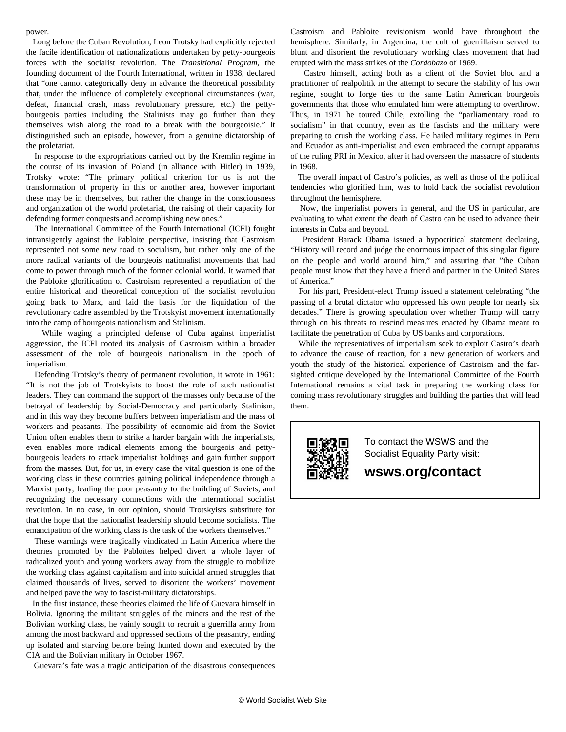power.

Long before the Cuban Revolution, Leon Trotsky had explicitly rejected the facile identification of nationalizations undertaken by petty-bourgeois forces with the socialist revolution. The *Transitional Program*, the founding document of the Fourth International, written in 1938, declared that "one cannot categorically deny in advance the theoretical possibility that, under the influence of completely exceptional circumstances (war, defeat, financial crash, mass revolutionary pressure, etc.) the petty-bourgeois parties including the Stalinists may go further than they themselves wish along the road to a break with the bourgeoisie." It distinguished such an episode, however, from a genuine dictatorship of the proletariat.

In response to the expropriations carried out by the Kremlin regime in the course of its invasion of Poland (in alliance with Hitler) in 1939, Trotsky wrote: "The primary political criterion for us is not the transformation of property in this or another area, however important these may be in themselves, but rather the change in the consciousness and organization of the world proletariat, the raising of their capacity for defending former conquests and accomplishing new ones."

The International Committee of the Fourth International (ICFI) fought intransigently against the Pabloite perspective, insisting that Castroism represented not some new road to socialism, but rather only one of the more radical variants of the bourgeois nationalist movements that had come to power through much of the former colonial world. It warned that the Pabloite glorification of Castroism represented a repudiation of the entire historical and theoretical conception of the socialist revolution going back to Marx, and laid the basis for the liquidation of the revolutionary cadre assembled by the Trotskyist movement internationally into the camp of bourgeois nationalism and Stalinism.

While waging a principled defense of Cuba against imperialist aggression, the ICFI rooted its analysis of Castroism within a broader assessment of the role of bourgeois nationalism in the epoch of imperialism.

Defending Trotsky's theory of permanent revolution, it wrote in 1961: "It is not the job of Trotskyists to boost the role of such nationalist leaders. They can command the support of the masses only because of the betrayal of leadership by Social-Democracy and particularly Stalinism, and in this way they become buffers between imperialism and the mass of workers and peasants. The possibility of economic aid from the Soviet Union often enables them to strike a harder bargain with the imperialists, even enables more radical elements among the bourgeois and petty-bourgeois leaders to attack imperialist holdings and gain further support from the masses. But, for us, in every case the vital question is one of the working class in these countries gaining political independence through a Marxist party, leading the poor peasantry to the building of Soviets, and recognizing the necessary connections with the international socialist revolution. In no case, in our opinion, should Trotskyists substitute for that the hope that the nationalist leadership should become socialists. The emancipation of the working class is the task of the workers themselves."

These warnings were tragically vindicated in Latin America where the theories promoted by the Pabloites helped divert a whole layer of radicalized youth and young workers away from the struggle to mobilize the working class against capitalism and into suicidal armed struggles that claimed thousands of lives, served to disorient the workers' movement and helped pave the way to fascist-military dictatorships.

In the first instance, these theories claimed the life of Guevara himself in Bolivia. Ignoring the militant struggles of the miners and the rest of the Bolivian working class, he vainly sought to recruit a guerrilla army from among the most backward and oppressed sections of the peasantry, ending up isolated and starving before being hunted down and executed by the CIA and the Bolivian military in October 1967.

Guevara's fate was a tragic anticipation of the disastrous consequences Castroism and Pabloite revisionism would have throughout the hemisphere. Similarly, in Argentina, the cult of guerrillaism served to blunt and disorient the revolutionary working class movement that had erupted with the mass strikes of the *Cordobazo* of 1969.

Castro himself, acting both as a client of the Soviet bloc and a practitioner of realpolitik in the attempt to secure the stability of his own regime, sought to forge ties to the same Latin American bourgeois governments that those who emulated him were attempting to overthrow. Thus, in 1971 he toured Chile, extolling the "parliamentary road to socialism" in that country, even as the fascists and the military were preparing to crush the working class. He hailed military regimes in Peru and Ecuador as anti-imperialist and even embraced the corrupt apparatus of the ruling PRI in Mexico, after it had overseen the massacre of students in 1968.

The overall impact of Castro's policies, as well as those of the political tendencies who glorified him, was to hold back the socialist revolution throughout the hemisphere.

Now, the imperialist powers in general, and the US in particular, are evaluating to what extent the death of Castro can be used to advance their interests in Cuba and beyond.

President Barack Obama issued a hypocritical statement declaring, "History will record and judge the enormous impact of this singular figure on the people and world around him," and assuring that "the Cuban people must know that they have a friend and partner in the United States of America."

For his part, President-elect Trump issued a statement celebrating "the passing of a brutal dictator who oppressed his own people for nearly six decades." There is growing speculation over whether Trump will carry through on his threats to rescind measures enacted by Obama meant to facilitate the penetration of Cuba by US banks and corporations.

While the representatives of imperialism seek to exploit Castro's death to advance the cause of reaction, for a new generation of workers and youth the study of the historical experience of Castroism and the far-sighted critique developed by the International Committee of the Fourth International remains a vital task in preparing the working class for coming mass revolutionary struggles and building the parties that will lead them.

To contact the WSWS and the Socialist Equality Party visit:

**wsws.org/contact**